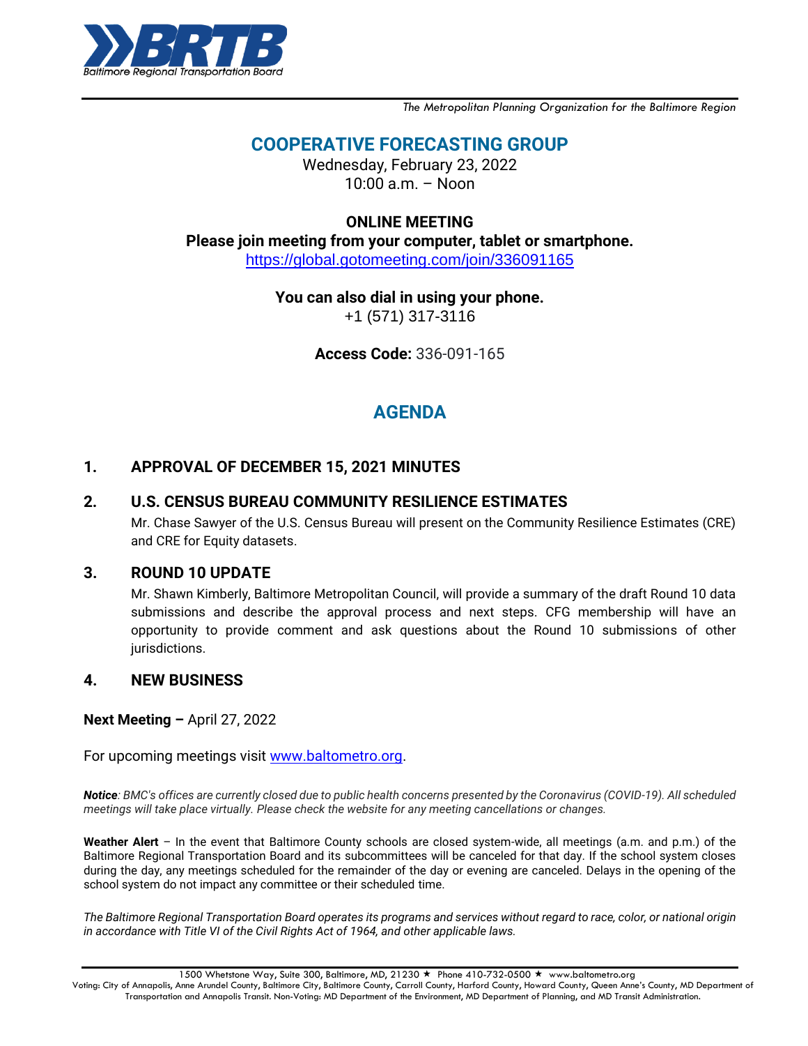Baltimore Regional Transportation Board

*The Metropolitan Planning Organization for the Baltimore Region*

# COOPERATIVE FORECASTING GROUP

Wednesday, February 23, 2022
10:00 a.m. – Noon

**ONLINE MEETING**
**Please join meeting from your computer, tablet or smartphone.**
https://global.gotomeeting.com/join/336091165

**You can also dial in using your phone.**
+1 (571) 317-3116

**Access Code:** 336-091-165

## AGENDA

### 1. APPROVAL OF DECEMBER 15, 2021 MINUTES

### 2. U.S. CENSUS BUREAU COMMUNITY RESILIENCE ESTIMATES

Mr. Chase Sawyer of the U.S. Census Bureau will present on the Community Resilience Estimates (CRE) and CRE for Equity datasets.

### 3. ROUND 10 UPDATE

Mr. Shawn Kimberly, Baltimore Metropolitan Council, will provide a summary of the draft Round 10 data submissions and describe the approval process and next steps. CFG membership will have an opportunity to provide comment and ask questions about the Round 10 submissions of other jurisdictions.

### 4. NEW BUSINESS

**Next Meeting –** April 27, 2022

For upcoming meetings visit www.baltometro.org.

***Notice**: BMC's offices are currently closed due to public health concerns presented by the Coronavirus (COVID-19). All scheduled meetings will take place virtually. Please check the website for any meeting cancellations or changes.*

**Weather Alert** – In the event that Baltimore County schools are closed system-wide, all meetings (a.m. and p.m.) of the Baltimore Regional Transportation Board and its subcommittees will be canceled for that day. If the school system closes during the day, any meetings scheduled for the remainder of the day or evening are canceled. Delays in the opening of the school system do not impact any committee or their scheduled time.

*The Baltimore Regional Transportation Board operates its programs and services without regard to race, color, or national origin in accordance with Title VI of the Civil Rights Act of 1964, and other applicable laws.*

1500 Whetstone Way, Suite 300, Baltimore, MD, 21230 ★ Phone 410-732-0500 ★ www.baltometro.org
Voting: City of Annapolis, Anne Arundel County, Baltimore City, Baltimore County, Carroll County, Harford County, Howard County, Queen Anne's County, MD Department of Transportation and Annapolis Transit. Non-Voting: MD Department of the Environment, MD Department of Planning, and MD Transit Administration.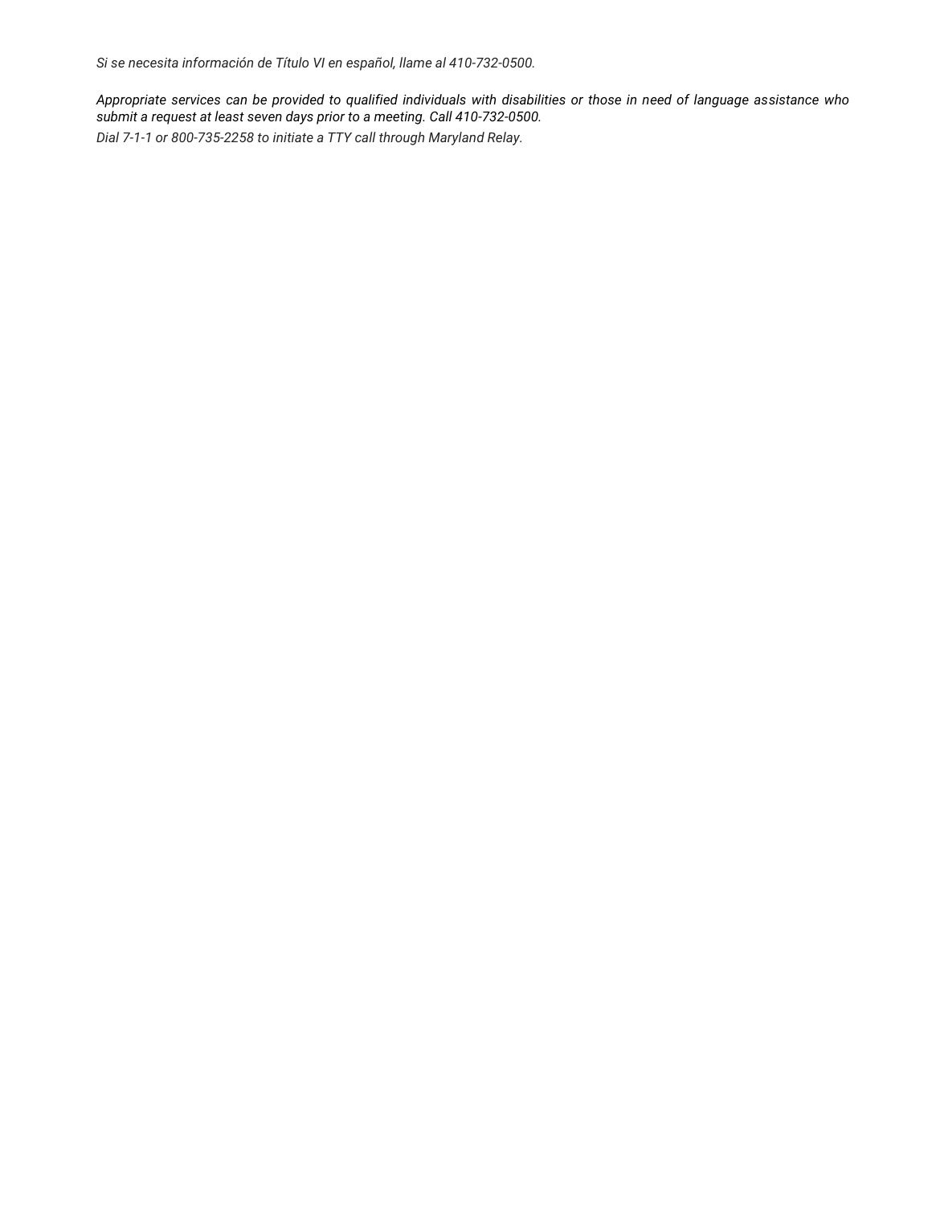*Si se necesita información de Título VI en español, llame al 410-732-0500.*

*Appropriate services can be provided to qualified individuals with disabilities or those in need of language assistance who submit a request at least seven days prior to a meeting. Call 410-732-0500.*

*Dial 7-1-1 or 800-735-2258 to initiate a TTY call through Maryland Relay.*